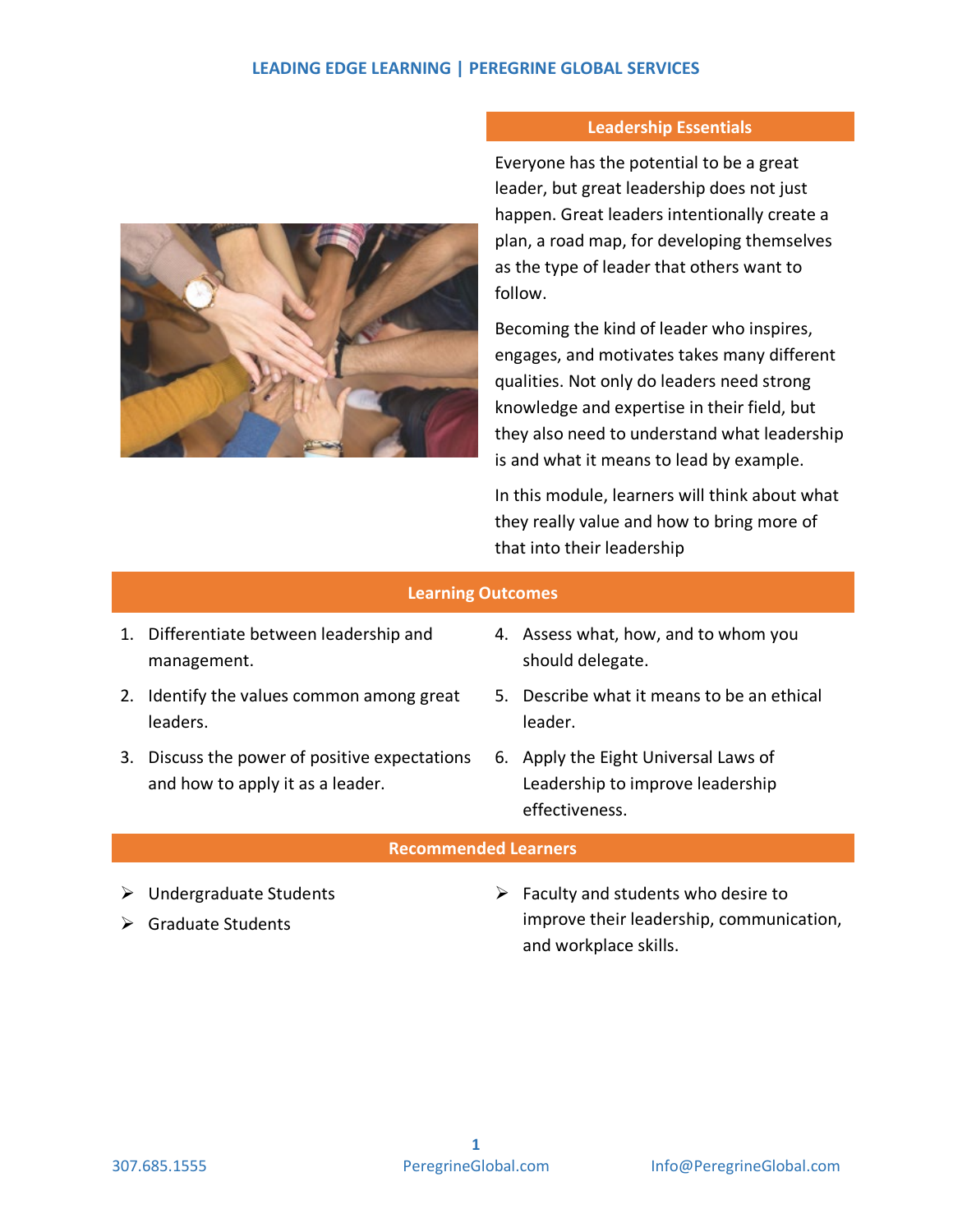## Leadership Essentials

Everyone has the potential to be a great leader, but great leadership does not just happen. Great leaders intentionally create a plan, a road map, for developing themselves as the type of leader that others want to follow.

Becoming the kind of leader who inspires, engages, and motivates takes many different qualities. Not only do leaders need strong knowledge and expertise in their field, but they also need to understand what leadership is and what it means to lead by example.

In this module, learners will think about what they really value and how to bring more of that into their leadership

## Learning Outcomes

1. Differentiate between leadership and management.
2. Identify the values common among great leaders.
3. Discuss the power of positive expectations and how to apply it as a leader.
4. Assess what, how, and to whom you should delegate.
5. Describe what it means to be an ethical leader.
6. Apply the Eight Universal Laws of Leadership to improve leadership effectiveness.

## Recommended Learners

- Undergraduate Students
- Graduate Students
- Faculty and students who desire to improve their leadership, communication, and workplace skills.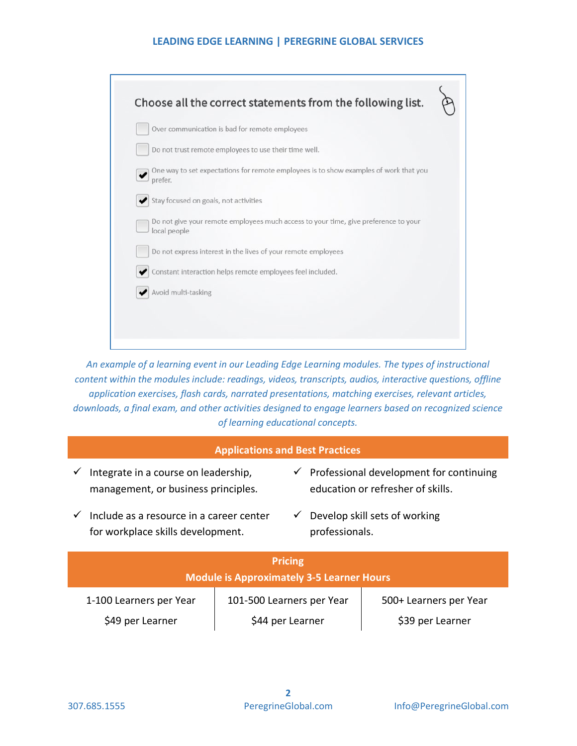Choose all the correct statements from the following list.

- [ ] Over communication is bad for remote employees
- [ ] Do not trust remote employees to use their time well.
- [x] One way to set expectations for remote employees is to show examples of work that you prefer.
- [x] Stay focused on goals, not activities
- [ ] Do not give your remote employees much access to your time, give preference to your local people
- [ ] Do not express interest in the lives of your remote employees
- [x] Constant interaction helps remote employees feel included.
- [x] Avoid multi-tasking

*An example of a learning event in our Leading Edge Learning modules. The types of instructional content within the modules include: readings, videos, transcripts, audios, interactive questions, offline application exercises, flash cards, narrated presentations, matching exercises, relevant articles, downloads, a final exam, and other activities designed to engage learners based on recognized science of learning educational concepts.*

## Applications and Best Practices

- ✓ Integrate in a course on leadership, management, or business principles.
- ✓ Include as a resource in a career center for workplace skills development.
- ✓ Professional development for continuing education or refresher of skills.
- ✓ Develop skill sets of working professionals.

## Pricing

**Module is Approximately 3-5 Learner Hours**

| 1-100 Learners per Year | 101-500 Learners per Year | 500+ Learners per Year |
|---|---|---|
| $49 per Learner | $44 per Learner | $39 per Learner |

307.685.1555 | PeregrineGlobal.com | Info@PeregrineGlobal.com